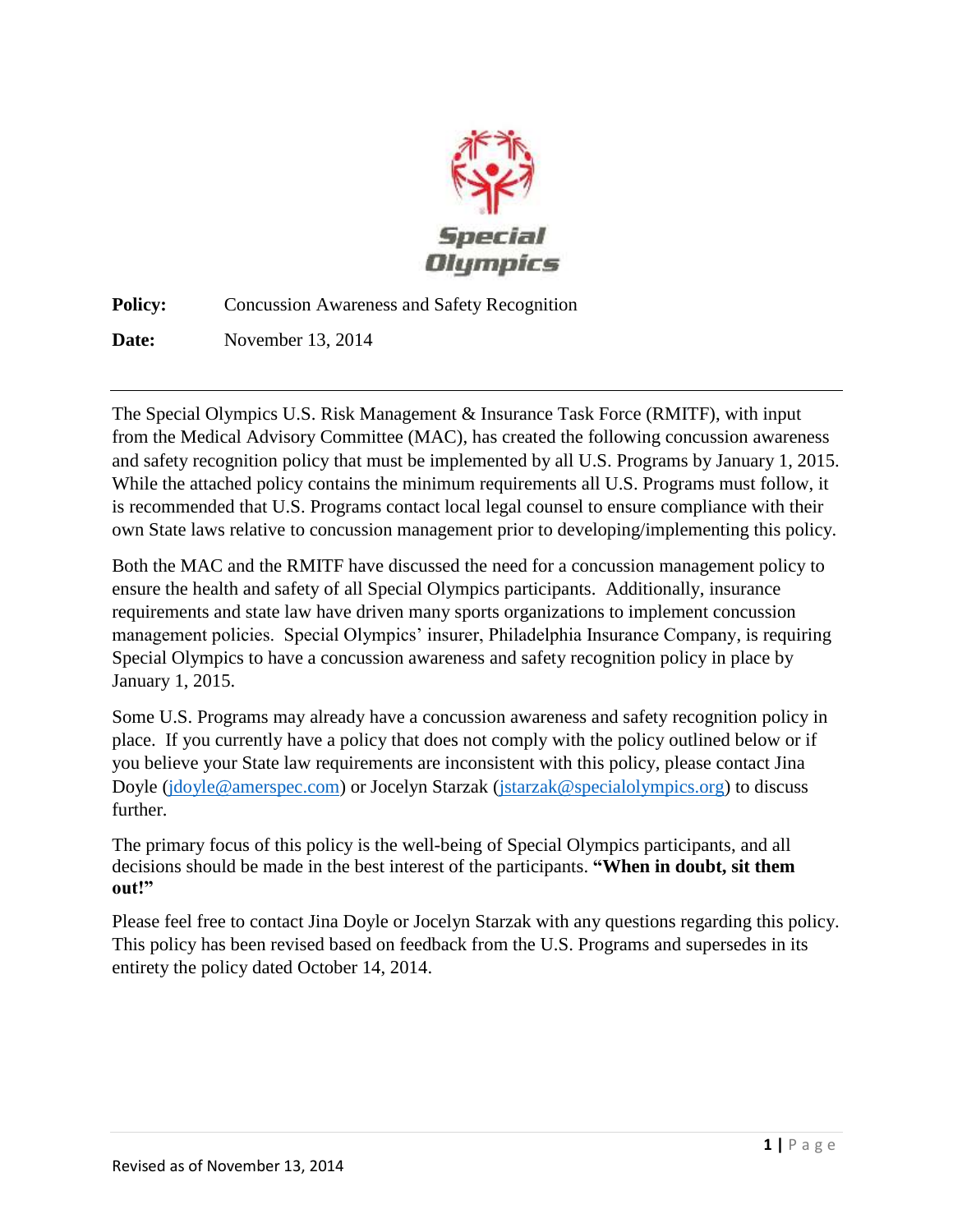**Policy:** Concussion Awareness and Safety Recognition

**Date:** November 13, 2014

---

The Special Olympics U.S. Risk Management & Insurance Task Force (RMITF), with input from the Medical Advisory Committee (MAC), has created the following concussion awareness and safety recognition policy that must be implemented by all U.S. Programs by January 1, 2015. While the attached policy contains the minimum requirements all U.S. Programs must follow, it is recommended that U.S. Programs contact local legal counsel to ensure compliance with their own State laws relative to concussion management prior to developing/implementing this policy.

Both the MAC and the RMITF have discussed the need for a concussion management policy to ensure the health and safety of all Special Olympics participants. Additionally, insurance requirements and state law have driven many sports organizations to implement concussion management policies. Special Olympics' insurer, Philadelphia Insurance Company, is requiring Special Olympics to have a concussion awareness and safety recognition policy in place by January 1, 2015.

Some U.S. Programs may already have a concussion awareness and safety recognition policy in place. If you currently have a policy that does not comply with the policy outlined below or if you believe your State law requirements are inconsistent with this policy, please contact Jina Doyle (jdoyle@amerspec.com) or Jocelyn Starzak (jstarzak@specialolympics.org) to discuss further.

The primary focus of this policy is the well-being of Special Olympics participants, and all decisions should be made in the best interest of the participants. **"When in doubt, sit them out!"**

Please feel free to contact Jina Doyle or Jocelyn Starzak with any questions regarding this policy. This policy has been revised based on feedback from the U.S. Programs and supersedes in its entirety the policy dated October 14, 2014.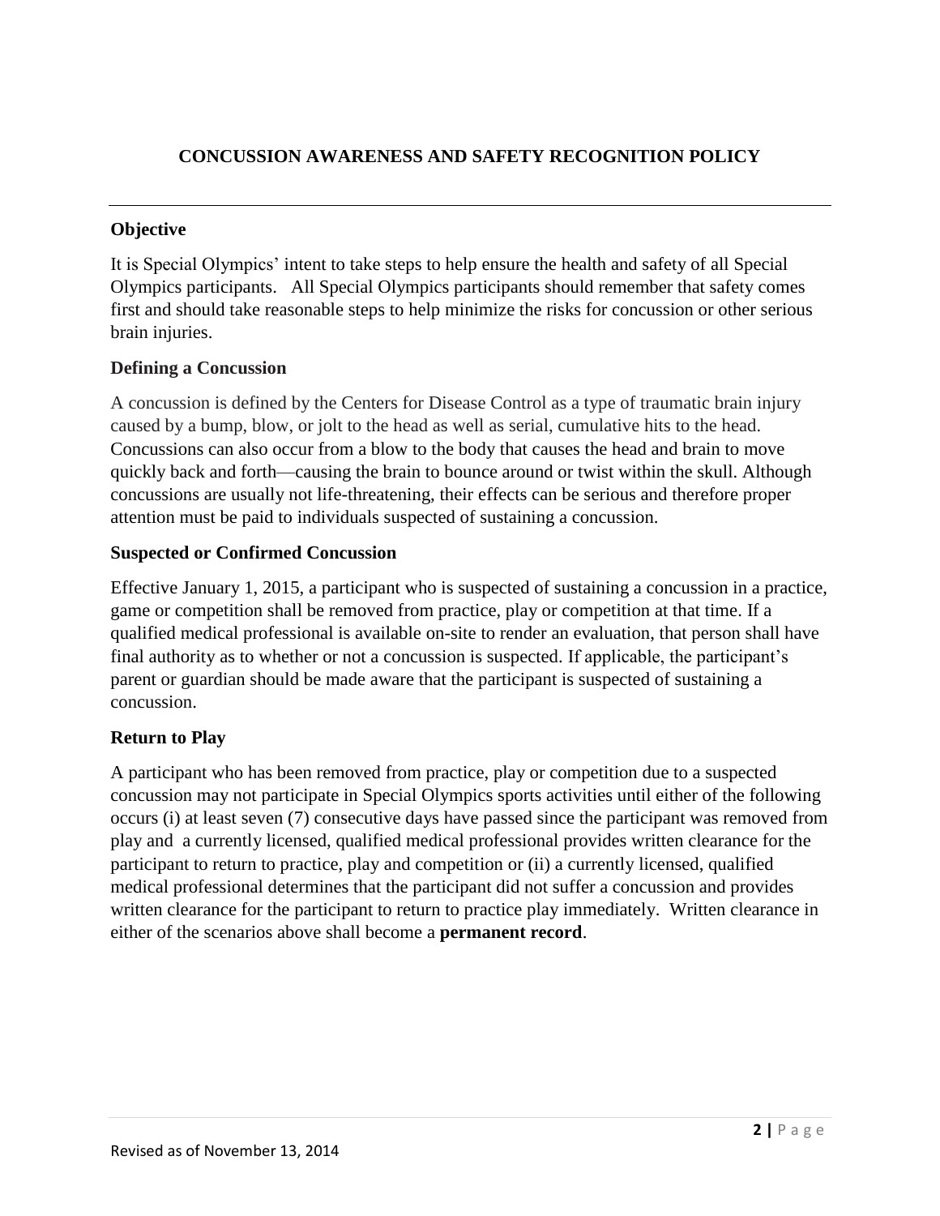# CONCUSSION AWARENESS AND SAFETY RECOGNITION POLICY

---

## Objective

It is Special Olympics' intent to take steps to help ensure the health and safety of all Special Olympics participants. All Special Olympics participants should remember that safety comes first and should take reasonable steps to help minimize the risks for concussion or other serious brain injuries.

## Defining a Concussion

A concussion is defined by the Centers for Disease Control as a type of traumatic brain injury caused by a bump, blow, or jolt to the head as well as serial, cumulative hits to the head. Concussions can also occur from a blow to the body that causes the head and brain to move quickly back and forth—causing the brain to bounce around or twist within the skull. Although concussions are usually not life-threatening, their effects can be serious and therefore proper attention must be paid to individuals suspected of sustaining a concussion.

## Suspected or Confirmed Concussion

Effective January 1, 2015, a participant who is suspected of sustaining a concussion in a practice, game or competition shall be removed from practice, play or competition at that time. If a qualified medical professional is available on-site to render an evaluation, that person shall have final authority as to whether or not a concussion is suspected. If applicable, the participant's parent or guardian should be made aware that the participant is suspected of sustaining a concussion.

## Return to Play

A participant who has been removed from practice, play or competition due to a suspected concussion may not participate in Special Olympics sports activities until either of the following occurs (i) at least seven (7) consecutive days have passed since the participant was removed from play and a currently licensed, qualified medical professional provides written clearance for the participant to return to practice, play and competition or (ii) a currently licensed, qualified medical professional determines that the participant did not suffer a concussion and provides written clearance for the participant to return to practice play immediately. Written clearance in either of the scenarios above shall become a **permanent record**.

Revised as of November 13, 2014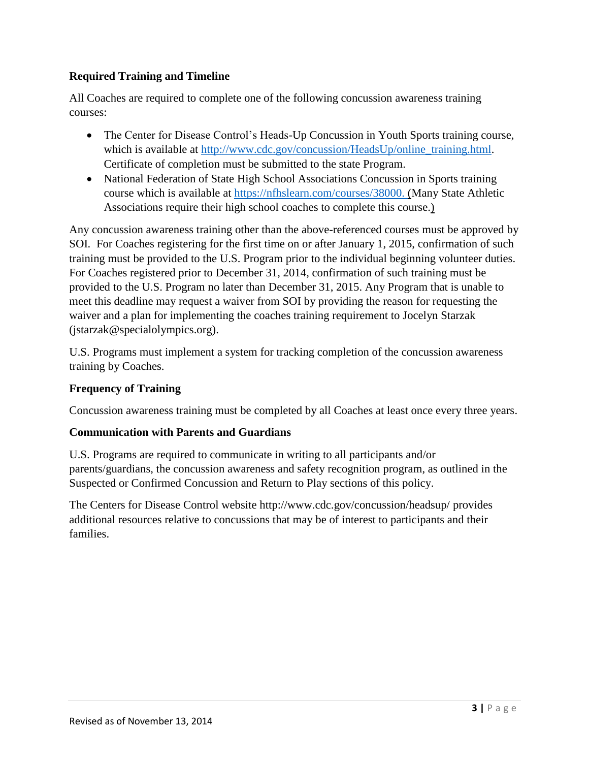**Required Training and Timeline**

All Coaches are required to complete one of the following concussion awareness training courses:

- The Center for Disease Control's Heads-Up Concussion in Youth Sports training course, which is available at [http://www.cdc.gov/concussion/HeadsUp/online_training.html](http://www.cdc.gov/concussion/HeadsUp/online_training.html). Certificate of completion must be submitted to the state Program.
- National Federation of State High School Associations Concussion in Sports training course which is available at [https://nfhslearn.com/courses/38000.](https://nfhslearn.com/courses/38000) (Many State Athletic Associations require their high school coaches to complete this course.)

Any concussion awareness training other than the above-referenced courses must be approved by SOI. For Coaches registering for the first time on or after January 1, 2015, confirmation of such training must be provided to the U.S. Program prior to the individual beginning volunteer duties. For Coaches registered prior to December 31, 2014, confirmation of such training must be provided to the U.S. Program no later than December 31, 2015. Any Program that is unable to meet this deadline may request a waiver from SOI by providing the reason for requesting the waiver and a plan for implementing the coaches training requirement to Jocelyn Starzak (jstarzak@specialolympics.org).

U.S. Programs must implement a system for tracking completion of the concussion awareness training by Coaches.

**Frequency of Training**

Concussion awareness training must be completed by all Coaches at least once every three years.

**Communication with Parents and Guardians**

U.S. Programs are required to communicate in writing to all participants and/or parents/guardians, the concussion awareness and safety recognition program, as outlined in the Suspected or Confirmed Concussion and Return to Play sections of this policy.

The Centers for Disease Control website http://www.cdc.gov/concussion/headsup/ provides additional resources relative to concussions that may be of interest to participants and their families.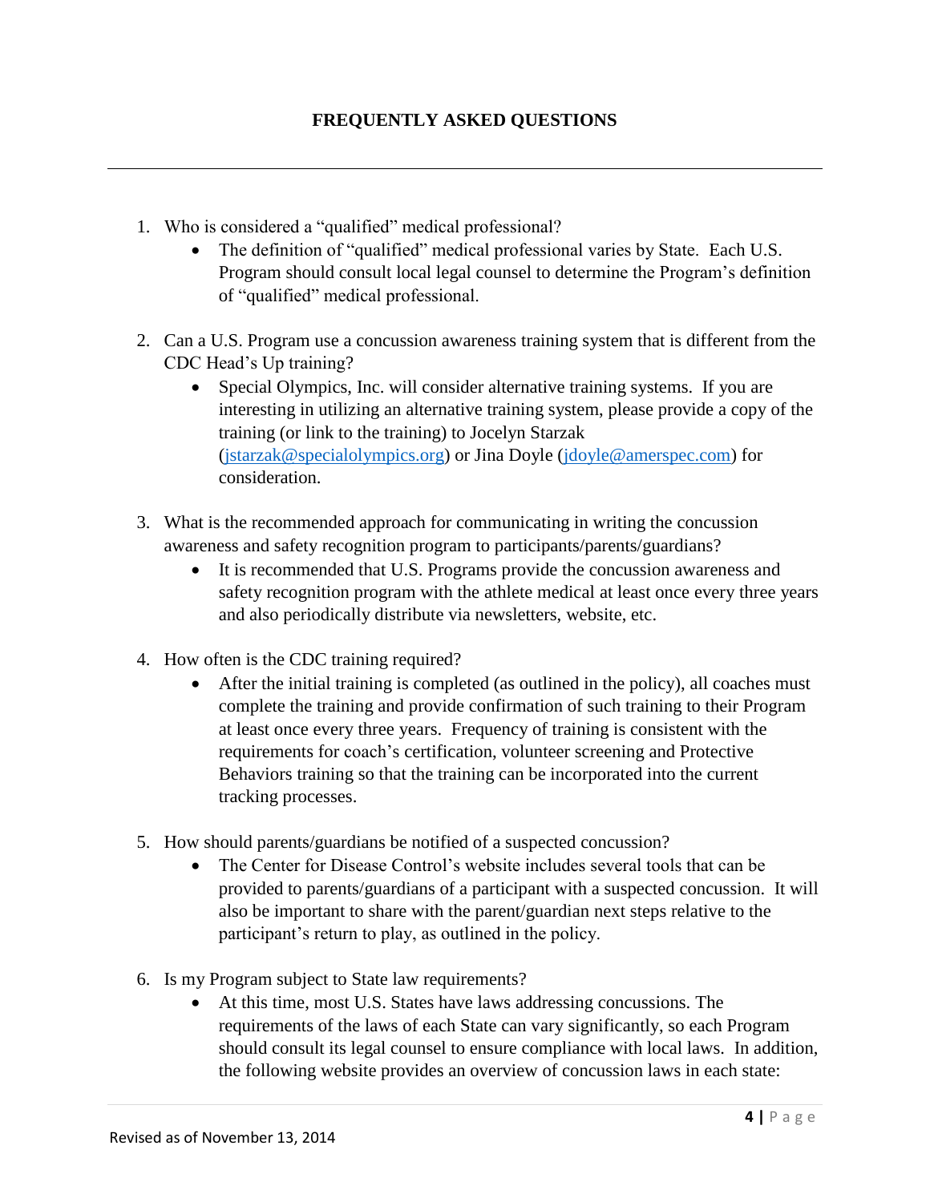## FREQUENTLY ASKED QUESTIONS

---

1. Who is considered a "qualified" medical professional?
   - The definition of "qualified" medical professional varies by State. Each U.S. Program should consult local legal counsel to determine the Program's definition of "qualified" medical professional.

2. Can a U.S. Program use a concussion awareness training system that is different from the CDC Head's Up training?
   - Special Olympics, Inc. will consider alternative training systems. If you are interesting in utilizing an alternative training system, please provide a copy of the training (or link to the training) to Jocelyn Starzak (jstarzak@specialolympics.org) or Jina Doyle (jdoyle@amerspec.com) for consideration.

3. What is the recommended approach for communicating in writing the concussion awareness and safety recognition program to participants/parents/guardians?
   - It is recommended that U.S. Programs provide the concussion awareness and safety recognition program with the athlete medical at least once every three years and also periodically distribute via newsletters, website, etc.

4. How often is the CDC training required?
   - After the initial training is completed (as outlined in the policy), all coaches must complete the training and provide confirmation of such training to their Program at least once every three years. Frequency of training is consistent with the requirements for coach's certification, volunteer screening and Protective Behaviors training so that the training can be incorporated into the current tracking processes.

5. How should parents/guardians be notified of a suspected concussion?
   - The Center for Disease Control's website includes several tools that can be provided to parents/guardians of a participant with a suspected concussion. It will also be important to share with the parent/guardian next steps relative to the participant's return to play, as outlined in the policy.

6. Is my Program subject to State law requirements?
   - At this time, most U.S. States have laws addressing concussions. The requirements of the laws of each State can vary significantly, so each Program should consult its legal counsel to ensure compliance with local laws. In addition, the following website provides an overview of concussion laws in each state:

Revised as of November 13, 2014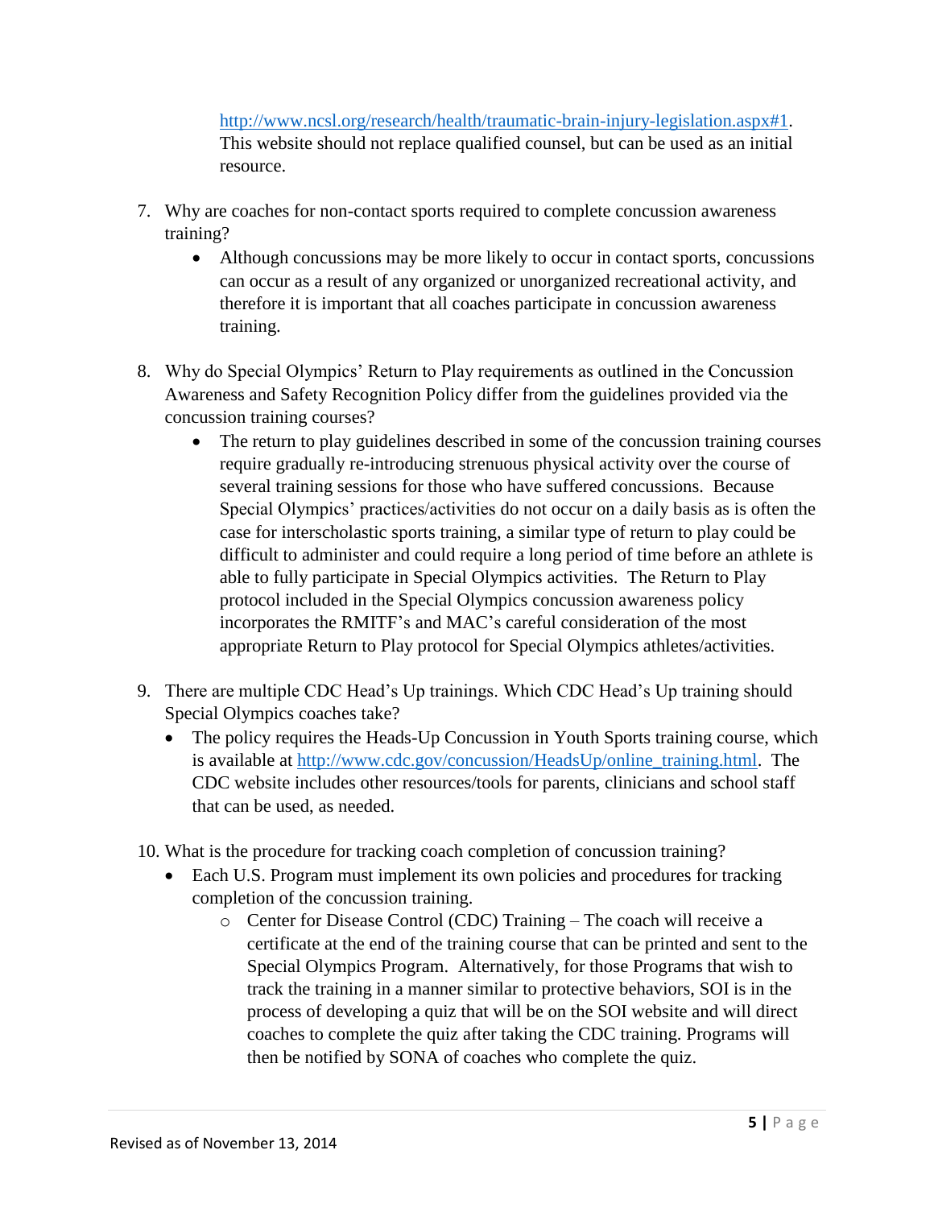http://www.ncsl.org/research/health/traumatic-brain-injury-legislation.aspx#1. This website should not replace qualified counsel, but can be used as an initial resource.

7. Why are coaches for non-contact sports required to complete concussion awareness training?
    - Although concussions may be more likely to occur in contact sports, concussions can occur as a result of any organized or unorganized recreational activity, and therefore it is important that all coaches participate in concussion awareness training.

8. Why do Special Olympics' Return to Play requirements as outlined in the Concussion Awareness and Safety Recognition Policy differ from the guidelines provided via the concussion training courses?
    - The return to play guidelines described in some of the concussion training courses require gradually re-introducing strenuous physical activity over the course of several training sessions for those who have suffered concussions. Because Special Olympics' practices/activities do not occur on a daily basis as is often the case for interscholastic sports training, a similar type of return to play could be difficult to administer and could require a long period of time before an athlete is able to fully participate in Special Olympics activities. The Return to Play protocol included in the Special Olympics concussion awareness policy incorporates the RMITF's and MAC's careful consideration of the most appropriate Return to Play protocol for Special Olympics athletes/activities.

9. There are multiple CDC Head's Up trainings. Which CDC Head's Up training should Special Olympics coaches take?
    - The policy requires the Heads-Up Concussion in Youth Sports training course, which is available at http://www.cdc.gov/concussion/HeadsUp/online_training.html. The CDC website includes other resources/tools for parents, clinicians and school staff that can be used, as needed.

10. What is the procedure for tracking coach completion of concussion training?
    - Each U.S. Program must implement its own policies and procedures for tracking completion of the concussion training.
        - Center for Disease Control (CDC) Training – The coach will receive a certificate at the end of the training course that can be printed and sent to the Special Olympics Program. Alternatively, for those Programs that wish to track the training in a manner similar to protective behaviors, SOI is in the process of developing a quiz that will be on the SOI website and will direct coaches to complete the quiz after taking the CDC training. Programs will then be notified by SONA of coaches who complete the quiz.

Revised as of November 13, 2014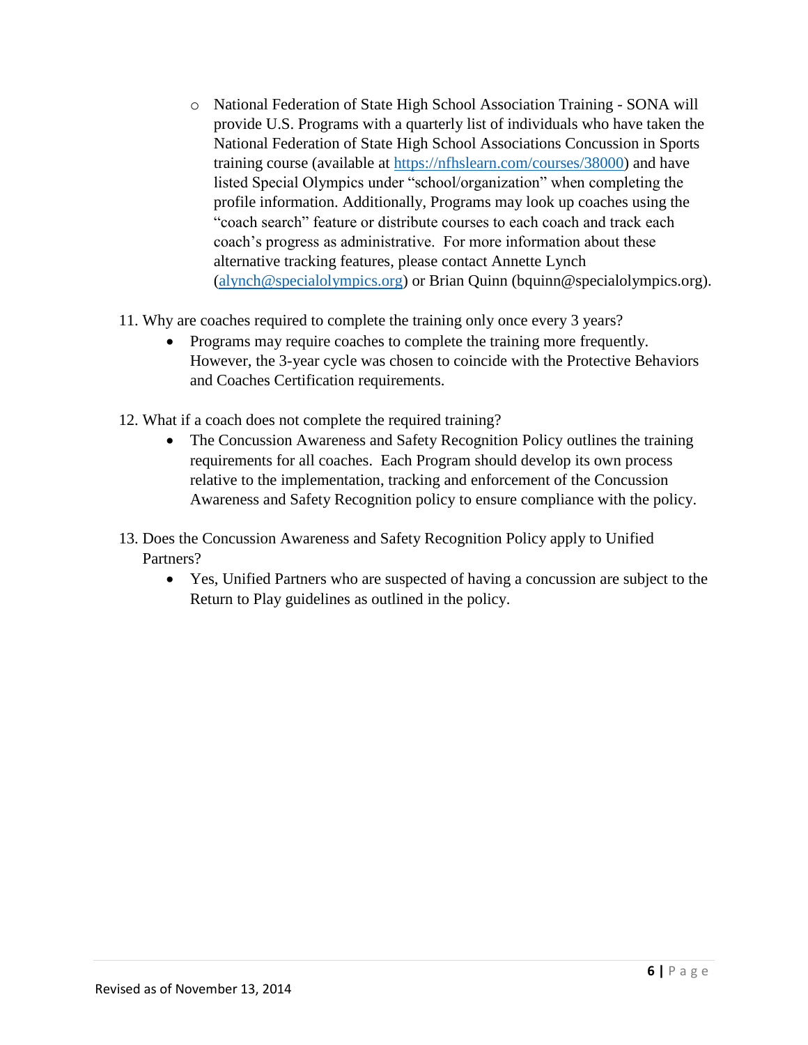- National Federation of State High School Association Training - SONA will provide U.S. Programs with a quarterly list of individuals who have taken the National Federation of State High School Associations Concussion in Sports training course (available at [https://nfhslearn.com/courses/38000](https://nfhslearn.com/courses/38000)) and have listed Special Olympics under "school/organization" when completing the profile information. Additionally, Programs may look up coaches using the "coach search" feature or distribute courses to each coach and track each coach's progress as administrative. For more information about these alternative tracking features, please contact Annette Lynch ([alynch@specialolympics.org](mailto:alynch@specialolympics.org)) or Brian Quinn (bquinn@specialolympics.org).

11. Why are coaches required to complete the training only once every 3 years?
    - Programs may require coaches to complete the training more frequently. However, the 3-year cycle was chosen to coincide with the Protective Behaviors and Coaches Certification requirements.

12. What if a coach does not complete the required training?
    - The Concussion Awareness and Safety Recognition Policy outlines the training requirements for all coaches. Each Program should develop its own process relative to the implementation, tracking and enforcement of the Concussion Awareness and Safety Recognition policy to ensure compliance with the policy.

13. Does the Concussion Awareness and Safety Recognition Policy apply to Unified Partners?
    - Yes, Unified Partners who are suspected of having a concussion are subject to the Return to Play guidelines as outlined in the policy.

Revised as of November 13, 2014